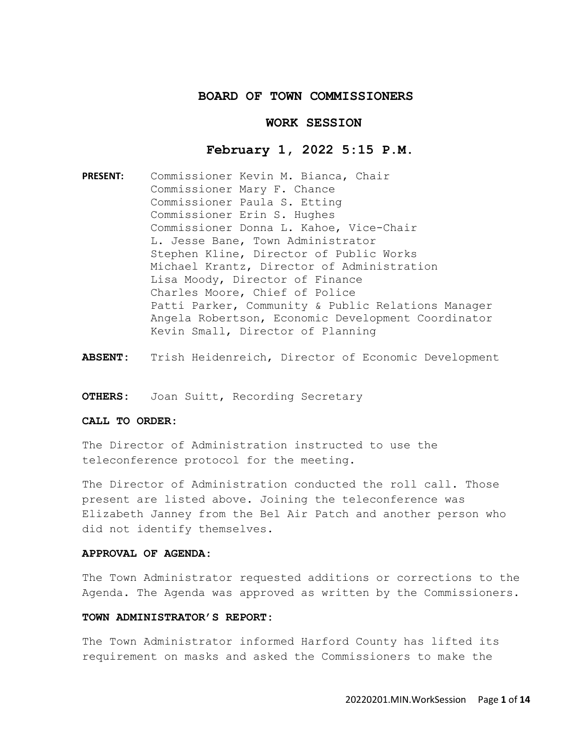# BOARD OF TOWN COMMISSIONERS

## WORK SESSION

## February 1, 2022 5:15 P.M.

**PRESENT:** Commissioner Kevin M. Bianca, Chair
Commissioner Mary F. Chance
Commissioner Paula S. Etting
Commissioner Erin S. Hughes
Commissioner Donna L. Kahoe, Vice-Chair
L. Jesse Bane, Town Administrator
Stephen Kline, Director of Public Works
Michael Krantz, Director of Administration
Lisa Moody, Director of Finance
Charles Moore, Chief of Police
Patti Parker, Community & Public Relations Manager
Angela Robertson, Economic Development Coordinator
Kevin Small, Director of Planning

**ABSENT:** Trish Heidenreich, Director of Economic Development

**OTHERS:** Joan Suitt, Recording Secretary

**CALL TO ORDER:**

The Director of Administration instructed to use the teleconference protocol for the meeting.

The Director of Administration conducted the roll call. Those present are listed above. Joining the teleconference was Elizabeth Janney from the Bel Air Patch and another person who did not identify themselves.

**APPROVAL OF AGENDA:**

The Town Administrator requested additions or corrections to the Agenda. The Agenda was approved as written by the Commissioners.

**TOWN ADMINISTRATOR'S REPORT:**

The Town Administrator informed Harford County has lifted its requirement on masks and asked the Commissioners to make the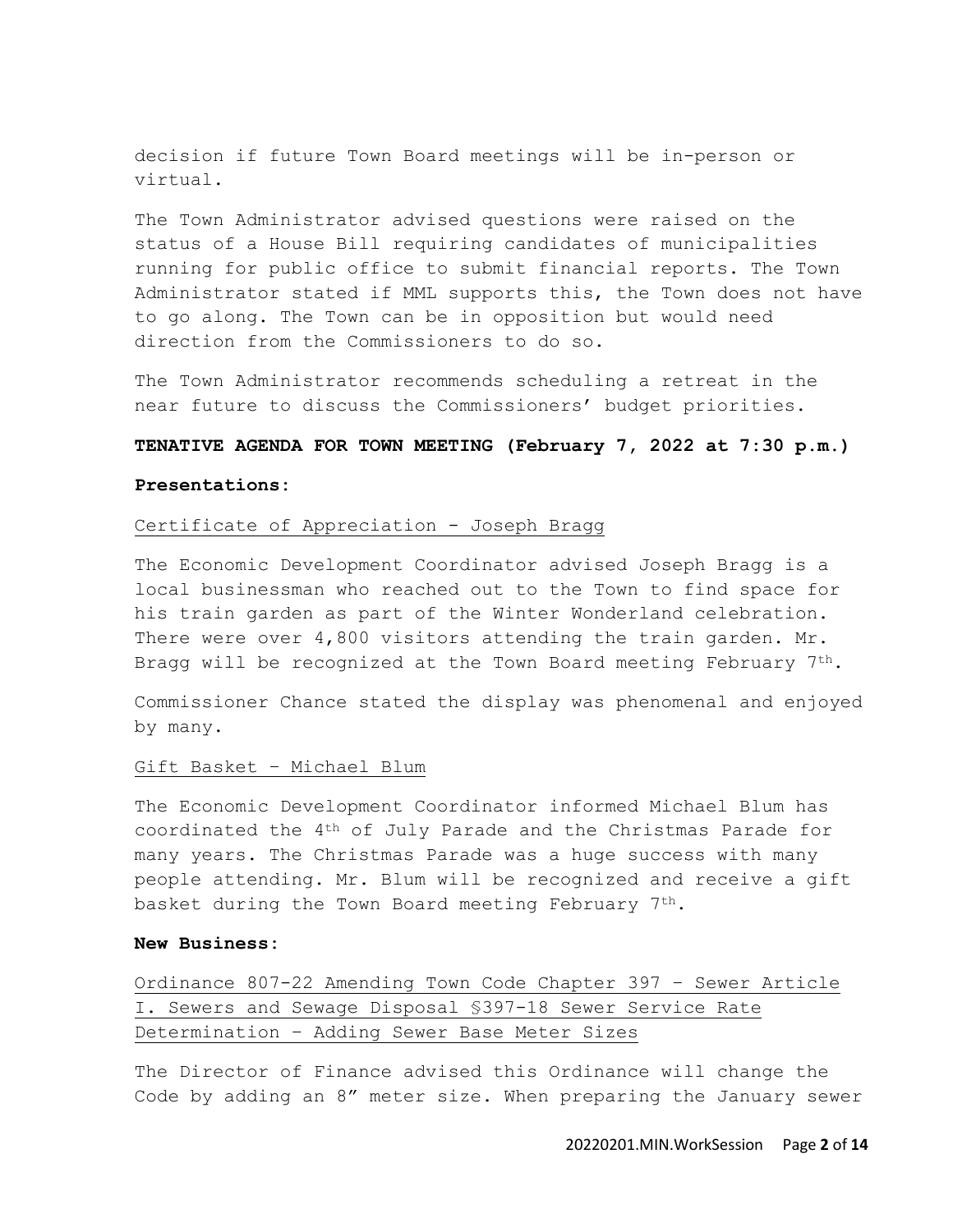decision if future Town Board meetings will be in-person or virtual.

The Town Administrator advised questions were raised on the status of a House Bill requiring candidates of municipalities running for public office to submit financial reports. The Town Administrator stated if MML supports this, the Town does not have to go along. The Town can be in opposition but would need direction from the Commissioners to do so.

The Town Administrator recommends scheduling a retreat in the near future to discuss the Commissioners' budget priorities.

**TENATIVE AGENDA FOR TOWN MEETING (February 7, 2022 at 7:30 p.m.)**

**Presentations:**

Certificate of Appreciation - Joseph Bragg

The Economic Development Coordinator advised Joseph Bragg is a local businessman who reached out to the Town to find space for his train garden as part of the Winter Wonderland celebration. There were over 4,800 visitors attending the train garden. Mr. Bragg will be recognized at the Town Board meeting February 7th.

Commissioner Chance stated the display was phenomenal and enjoyed by many.

Gift Basket – Michael Blum

The Economic Development Coordinator informed Michael Blum has coordinated the 4th of July Parade and the Christmas Parade for many years. The Christmas Parade was a huge success with many people attending. Mr. Blum will be recognized and receive a gift basket during the Town Board meeting February 7th.

**New Business:**

Ordinance 807-22 Amending Town Code Chapter 397 – Sewer Article I. Sewers and Sewage Disposal §397-18 Sewer Service Rate Determination – Adding Sewer Base Meter Sizes

The Director of Finance advised this Ordinance will change the Code by adding an 8" meter size. When preparing the January sewer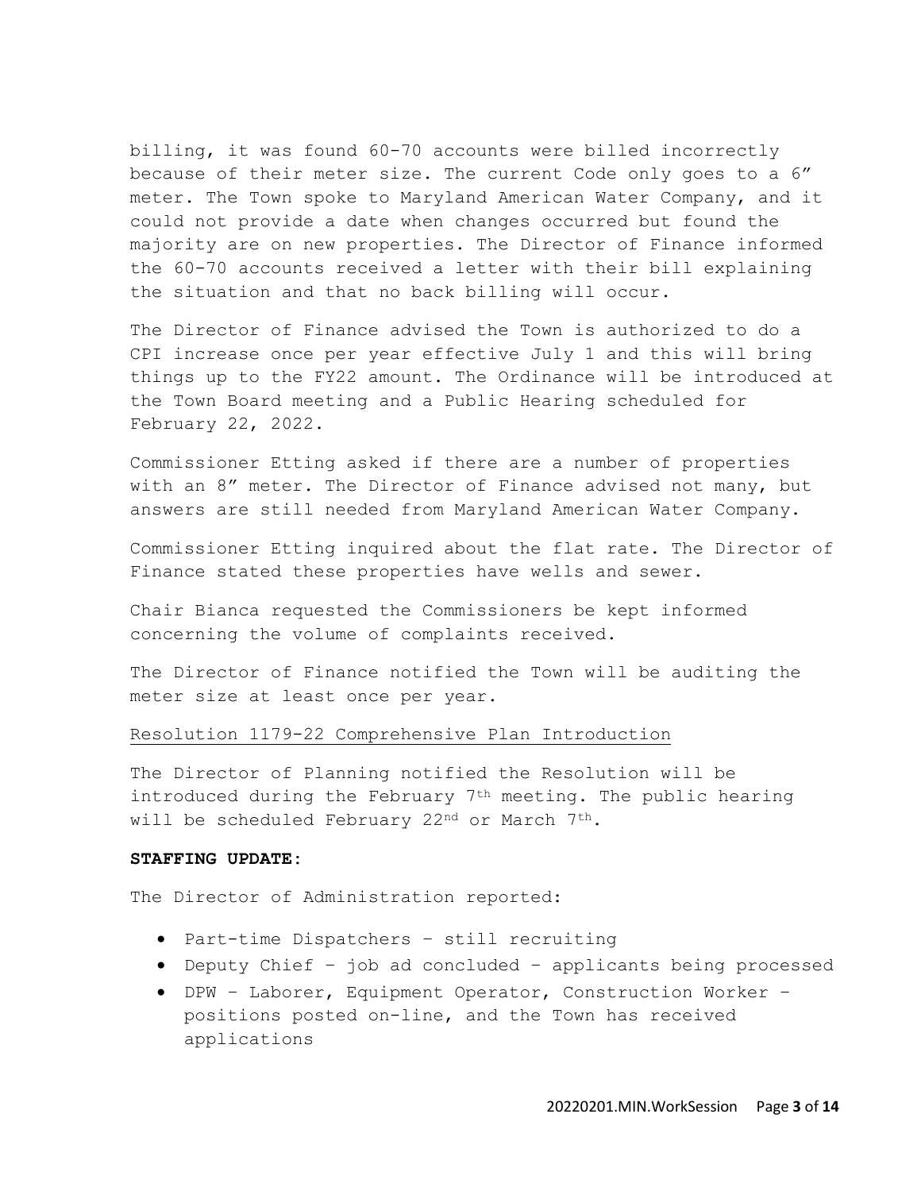billing, it was found 60-70 accounts were billed incorrectly because of their meter size. The current Code only goes to a 6" meter. The Town spoke to Maryland American Water Company, and it could not provide a date when changes occurred but found the majority are on new properties. The Director of Finance informed the 60-70 accounts received a letter with their bill explaining the situation and that no back billing will occur.

The Director of Finance advised the Town is authorized to do a CPI increase once per year effective July 1 and this will bring things up to the FY22 amount. The Ordinance will be introduced at the Town Board meeting and a Public Hearing scheduled for February 22, 2022.

Commissioner Etting asked if there are a number of properties with an 8" meter. The Director of Finance advised not many, but answers are still needed from Maryland American Water Company.

Commissioner Etting inquired about the flat rate. The Director of Finance stated these properties have wells and sewer.

Chair Bianca requested the Commissioners be kept informed concerning the volume of complaints received.

The Director of Finance notified the Town will be auditing the meter size at least once per year.

<u>Resolution 1179-22 Comprehensive Plan Introduction</u>

The Director of Planning notified the Resolution will be introduced during the February 7th meeting. The public hearing will be scheduled February 22nd or March 7th.

**STAFFING UPDATE:**

The Director of Administration reported:

- Part-time Dispatchers – still recruiting
- Deputy Chief – job ad concluded – applicants being processed
- DPW – Laborer, Equipment Operator, Construction Worker – positions posted on-line, and the Town has received applications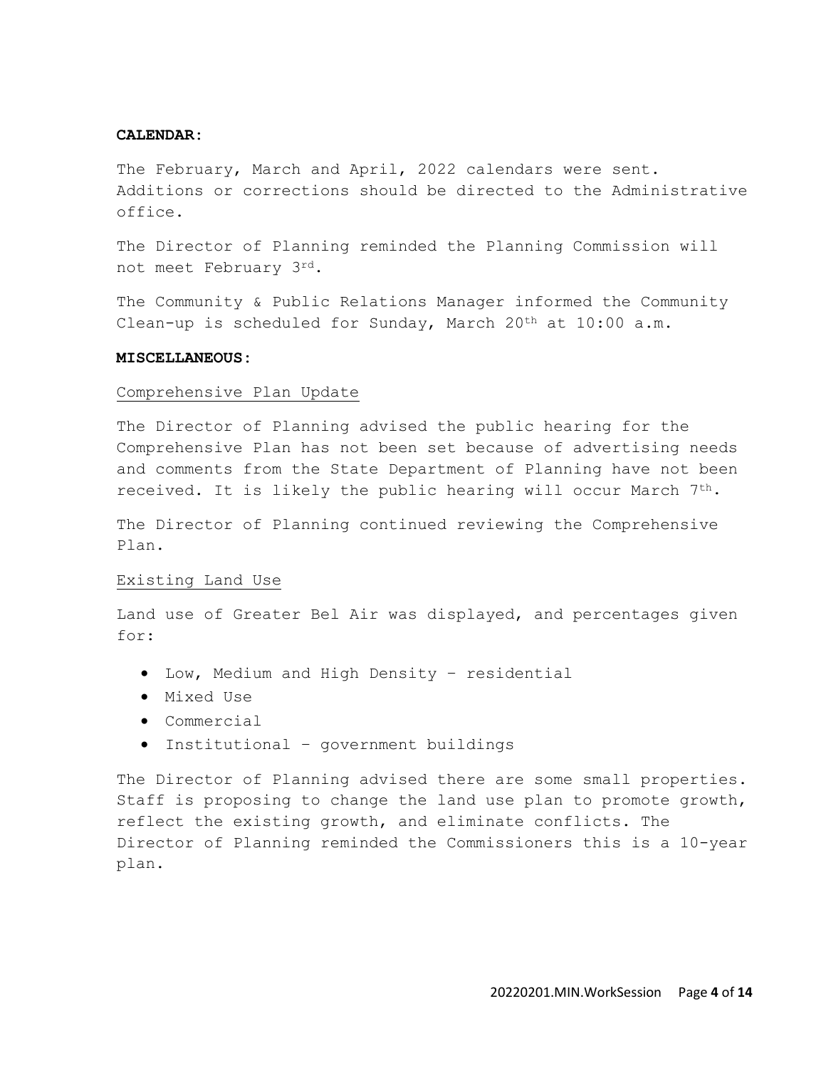**CALENDAR:**

The February, March and April, 2022 calendars were sent. Additions or corrections should be directed to the Administrative office.

The Director of Planning reminded the Planning Commission will not meet February 3rd.

The Community & Public Relations Manager informed the Community Clean-up is scheduled for Sunday, March 20th at 10:00 a.m.

**MISCELLANEOUS:**

Comprehensive Plan Update

The Director of Planning advised the public hearing for the Comprehensive Plan has not been set because of advertising needs and comments from the State Department of Planning have not been received. It is likely the public hearing will occur March 7th.

The Director of Planning continued reviewing the Comprehensive Plan.

Existing Land Use

Land use of Greater Bel Air was displayed, and percentages given for:

- Low, Medium and High Density – residential
- Mixed Use
- Commercial
- Institutional – government buildings

The Director of Planning advised there are some small properties. Staff is proposing to change the land use plan to promote growth, reflect the existing growth, and eliminate conflicts. The Director of Planning reminded the Commissioners this is a 10-year plan.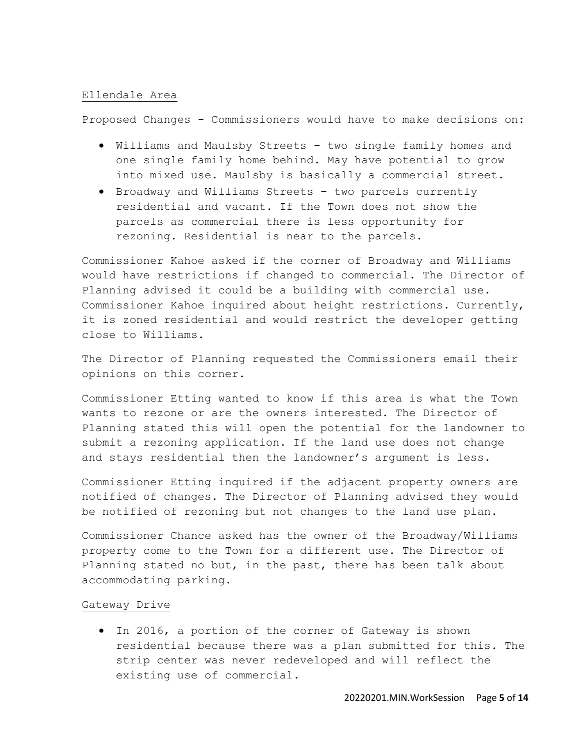Ellendale Area

Proposed Changes - Commissioners would have to make decisions on:

- Williams and Maulsby Streets – two single family homes and one single family home behind. May have potential to grow into mixed use. Maulsby is basically a commercial street.
- Broadway and Williams Streets – two parcels currently residential and vacant. If the Town does not show the parcels as commercial there is less opportunity for rezoning. Residential is near to the parcels.

Commissioner Kahoe asked if the corner of Broadway and Williams would have restrictions if changed to commercial. The Director of Planning advised it could be a building with commercial use. Commissioner Kahoe inquired about height restrictions. Currently, it is zoned residential and would restrict the developer getting close to Williams.

The Director of Planning requested the Commissioners email their opinions on this corner.

Commissioner Etting wanted to know if this area is what the Town wants to rezone or are the owners interested. The Director of Planning stated this will open the potential for the landowner to submit a rezoning application. If the land use does not change and stays residential then the landowner's argument is less.

Commissioner Etting inquired if the adjacent property owners are notified of changes. The Director of Planning advised they would be notified of rezoning but not changes to the land use plan.

Commissioner Chance asked has the owner of the Broadway/Williams property come to the Town for a different use. The Director of Planning stated no but, in the past, there has been talk about accommodating parking.

Gateway Drive

- In 2016, a portion of the corner of Gateway is shown residential because there was a plan submitted for this. The strip center was never redeveloped and will reflect the existing use of commercial.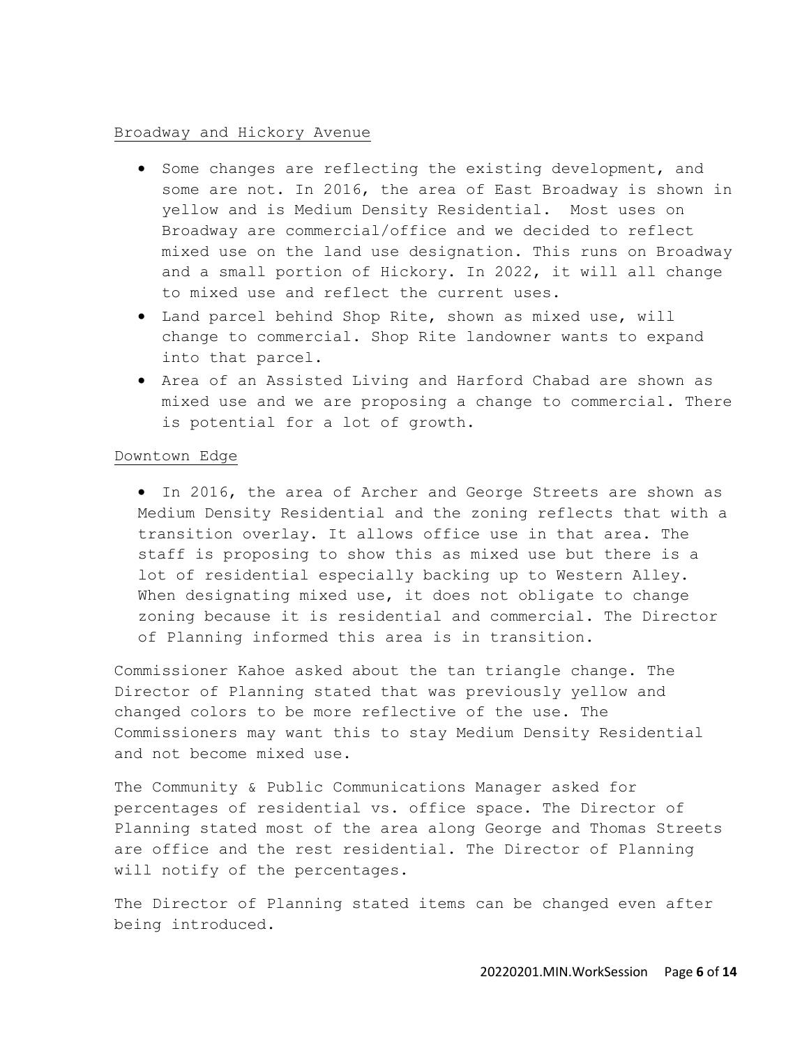<u>Broadway and Hickory Avenue</u>

- Some changes are reflecting the existing development, and some are not. In 2016, the area of East Broadway is shown in yellow and is Medium Density Residential. Most uses on Broadway are commercial/office and we decided to reflect mixed use on the land use designation. This runs on Broadway and a small portion of Hickory. In 2022, it will all change to mixed use and reflect the current uses.
- Land parcel behind Shop Rite, shown as mixed use, will change to commercial. Shop Rite landowner wants to expand into that parcel.
- Area of an Assisted Living and Harford Chabad are shown as mixed use and we are proposing a change to commercial. There is potential for a lot of growth.

<u>Downtown Edge</u>

- In 2016, the area of Archer and George Streets are shown as Medium Density Residential and the zoning reflects that with a transition overlay. It allows office use in that area. The staff is proposing to show this as mixed use but there is a lot of residential especially backing up to Western Alley. When designating mixed use, it does not obligate to change zoning because it is residential and commercial. The Director of Planning informed this area is in transition.

Commissioner Kahoe asked about the tan triangle change. The Director of Planning stated that was previously yellow and changed colors to be more reflective of the use. The Commissioners may want this to stay Medium Density Residential and not become mixed use.

The Community & Public Communications Manager asked for percentages of residential vs. office space. The Director of Planning stated most of the area along George and Thomas Streets are office and the rest residential. The Director of Planning will notify of the percentages.

The Director of Planning stated items can be changed even after being introduced.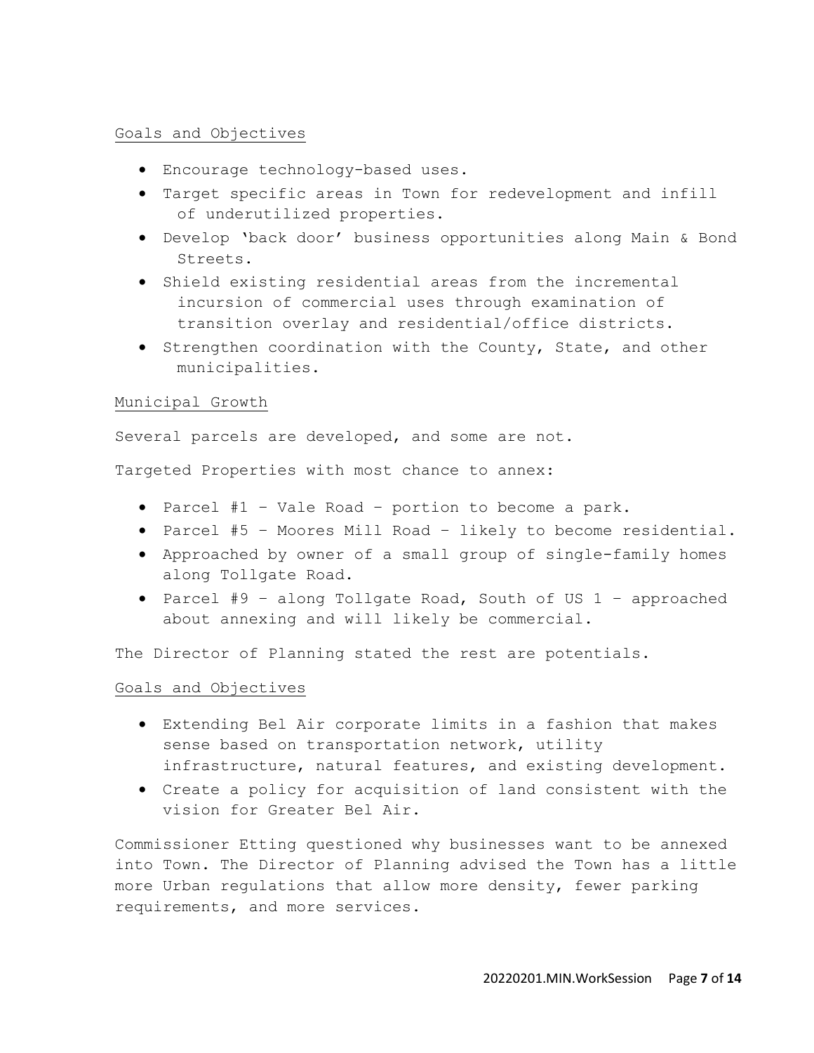Goals and Objectives

- Encourage technology-based uses.
- Target specific areas in Town for redevelopment and infill of underutilized properties.
- Develop 'back door' business opportunities along Main & Bond Streets.
- Shield existing residential areas from the incremental incursion of commercial uses through examination of transition overlay and residential/office districts.
- Strengthen coordination with the County, State, and other municipalities.

Municipal Growth

Several parcels are developed, and some are not.

Targeted Properties with most chance to annex:

- Parcel #1 – Vale Road – portion to become a park.
- Parcel #5 – Moores Mill Road – likely to become residential.
- Approached by owner of a small group of single-family homes along Tollgate Road.
- Parcel #9 – along Tollgate Road, South of US 1 – approached about annexing and will likely be commercial.

The Director of Planning stated the rest are potentials.

Goals and Objectives

- Extending Bel Air corporate limits in a fashion that makes sense based on transportation network, utility infrastructure, natural features, and existing development.
- Create a policy for acquisition of land consistent with the vision for Greater Bel Air.

Commissioner Etting questioned why businesses want to be annexed into Town. The Director of Planning advised the Town has a little more Urban regulations that allow more density, fewer parking requirements, and more services.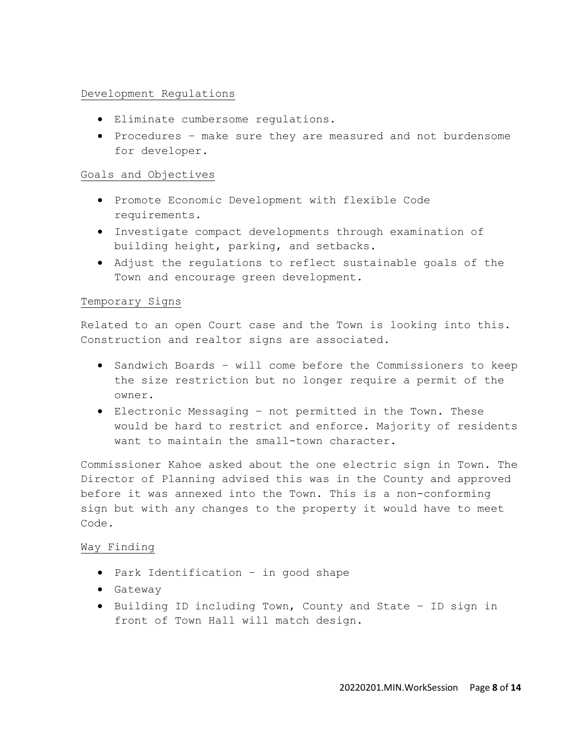Development Regulations

- Eliminate cumbersome regulations.
- Procedures – make sure they are measured and not burdensome for developer.

Goals and Objectives

- Promote Economic Development with flexible Code requirements.
- Investigate compact developments through examination of building height, parking, and setbacks.
- Adjust the regulations to reflect sustainable goals of the Town and encourage green development.

Temporary Signs

Related to an open Court case and the Town is looking into this. Construction and realtor signs are associated.

- Sandwich Boards – will come before the Commissioners to keep the size restriction but no longer require a permit of the owner.
- Electronic Messaging – not permitted in the Town. These would be hard to restrict and enforce. Majority of residents want to maintain the small-town character.

Commissioner Kahoe asked about the one electric sign in Town. The Director of Planning advised this was in the County and approved before it was annexed into the Town. This is a non-conforming sign but with any changes to the property it would have to meet Code.

Way Finding

- Park Identification – in good shape
- Gateway
- Building ID including Town, County and State – ID sign in front of Town Hall will match design.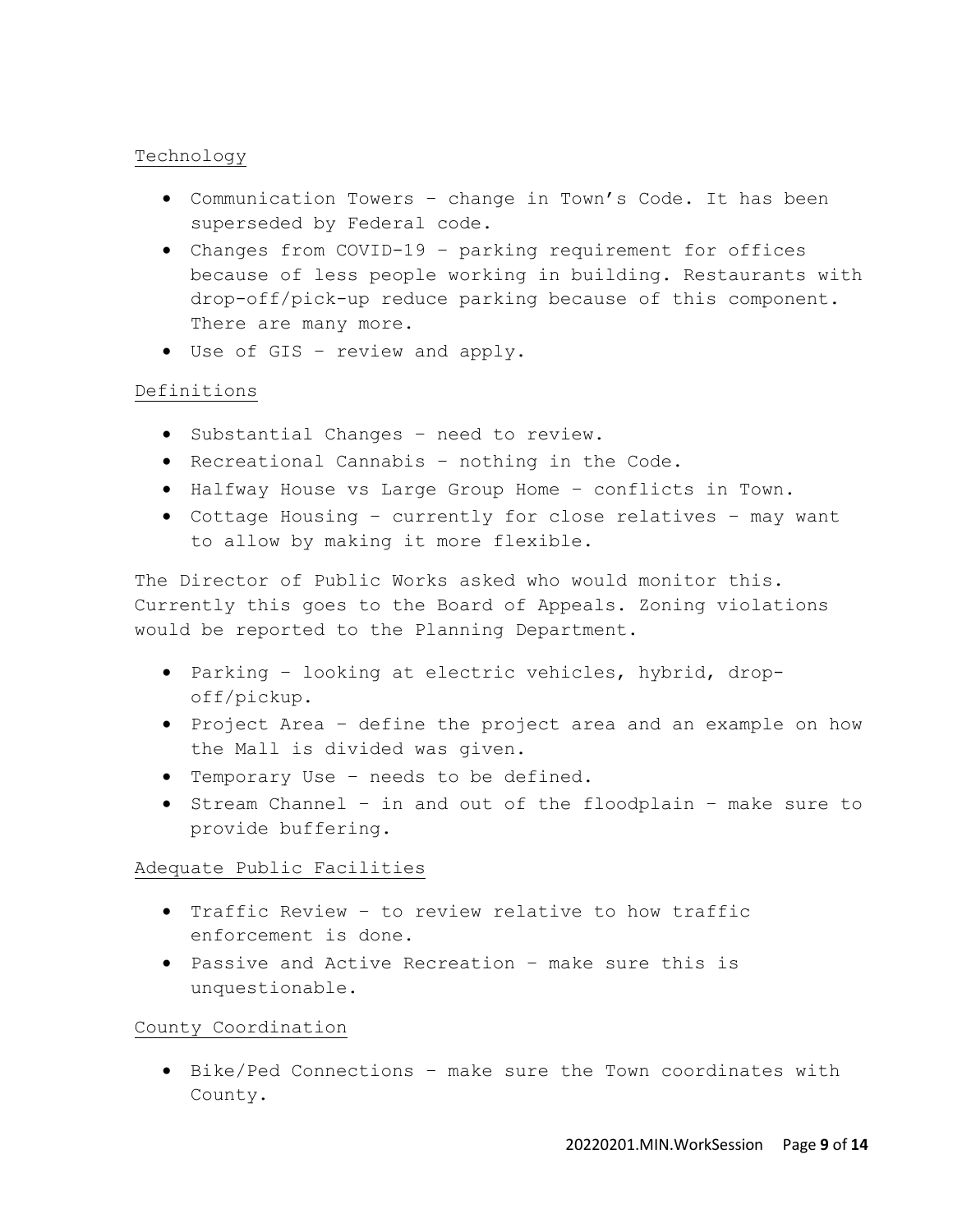Technology

- Communication Towers – change in Town's Code. It has been superseded by Federal code.
- Changes from COVID-19 – parking requirement for offices because of less people working in building. Restaurants with drop-off/pick-up reduce parking because of this component. There are many more.
- Use of GIS – review and apply.

Definitions

- Substantial Changes – need to review.
- Recreational Cannabis – nothing in the Code.
- Halfway House vs Large Group Home – conflicts in Town.
- Cottage Housing – currently for close relatives – may want to allow by making it more flexible.

The Director of Public Works asked who would monitor this. Currently this goes to the Board of Appeals. Zoning violations would be reported to the Planning Department.

- Parking – looking at electric vehicles, hybrid, drop-off/pickup.
- Project Area – define the project area and an example on how the Mall is divided was given.
- Temporary Use – needs to be defined.
- Stream Channel – in and out of the floodplain – make sure to provide buffering.

Adequate Public Facilities

- Traffic Review – to review relative to how traffic enforcement is done.
- Passive and Active Recreation – make sure this is unquestionable.

County Coordination

- Bike/Ped Connections – make sure the Town coordinates with County.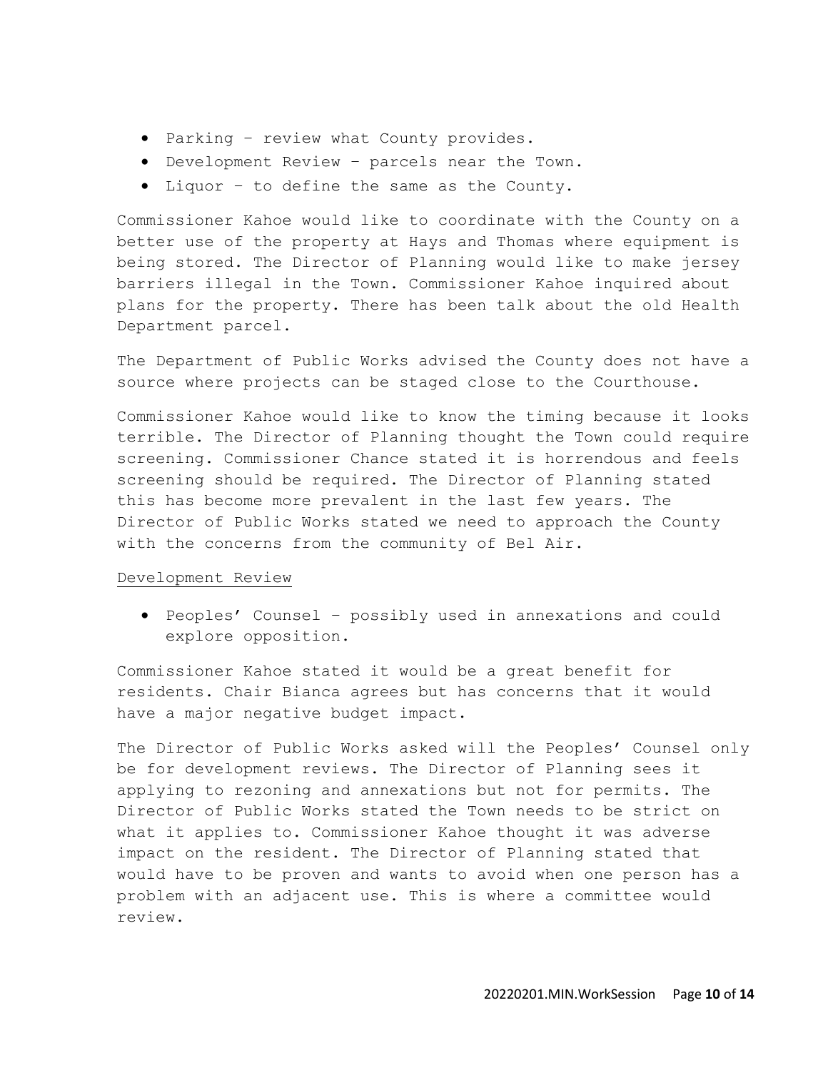- Parking – review what County provides.
- Development Review – parcels near the Town.
- Liquor – to define the same as the County.

Commissioner Kahoe would like to coordinate with the County on a better use of the property at Hays and Thomas where equipment is being stored. The Director of Planning would like to make jersey barriers illegal in the Town. Commissioner Kahoe inquired about plans for the property. There has been talk about the old Health Department parcel.

The Department of Public Works advised the County does not have a source where projects can be staged close to the Courthouse.

Commissioner Kahoe would like to know the timing because it looks terrible. The Director of Planning thought the Town could require screening. Commissioner Chance stated it is horrendous and feels screening should be required. The Director of Planning stated this has become more prevalent in the last few years. The Director of Public Works stated we need to approach the County with the concerns from the community of Bel Air.

Development Review

- Peoples' Counsel – possibly used in annexations and could explore opposition.

Commissioner Kahoe stated it would be a great benefit for residents. Chair Bianca agrees but has concerns that it would have a major negative budget impact.

The Director of Public Works asked will the Peoples' Counsel only be for development reviews. The Director of Planning sees it applying to rezoning and annexations but not for permits. The Director of Public Works stated the Town needs to be strict on what it applies to. Commissioner Kahoe thought it was adverse impact on the resident. The Director of Planning stated that would have to be proven and wants to avoid when one person has a problem with an adjacent use. This is where a committee would review.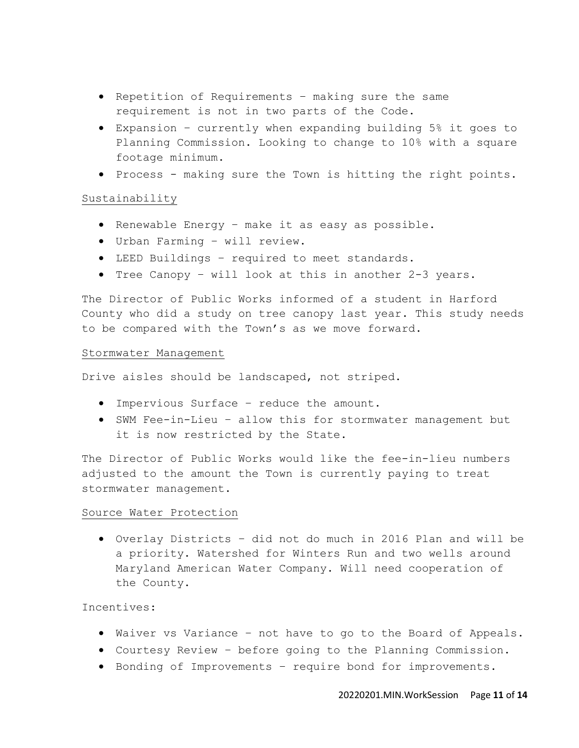- Repetition of Requirements – making sure the same requirement is not in two parts of the Code.
- Expansion – currently when expanding building 5% it goes to Planning Commission. Looking to change to 10% with a square footage minimum.
- Process - making sure the Town is hitting the right points.

<u>Sustainability</u>

- Renewable Energy – make it as easy as possible.
- Urban Farming – will review.
- LEED Buildings – required to meet standards.
- Tree Canopy – will look at this in another 2-3 years.

The Director of Public Works informed of a student in Harford County who did a study on tree canopy last year. This study needs to be compared with the Town's as we move forward.

<u>Stormwater Management</u>

Drive aisles should be landscaped, not striped.

- Impervious Surface – reduce the amount.
- SWM Fee-in-Lieu – allow this for stormwater management but it is now restricted by the State.

The Director of Public Works would like the fee-in-lieu numbers adjusted to the amount the Town is currently paying to treat stormwater management.

<u>Source Water Protection</u>

- Overlay Districts – did not do much in 2016 Plan and will be a priority. Watershed for Winters Run and two wells around Maryland American Water Company. Will need cooperation of the County.

Incentives:

- Waiver vs Variance – not have to go to the Board of Appeals.
- Courtesy Review – before going to the Planning Commission.
- Bonding of Improvements – require bond for improvements.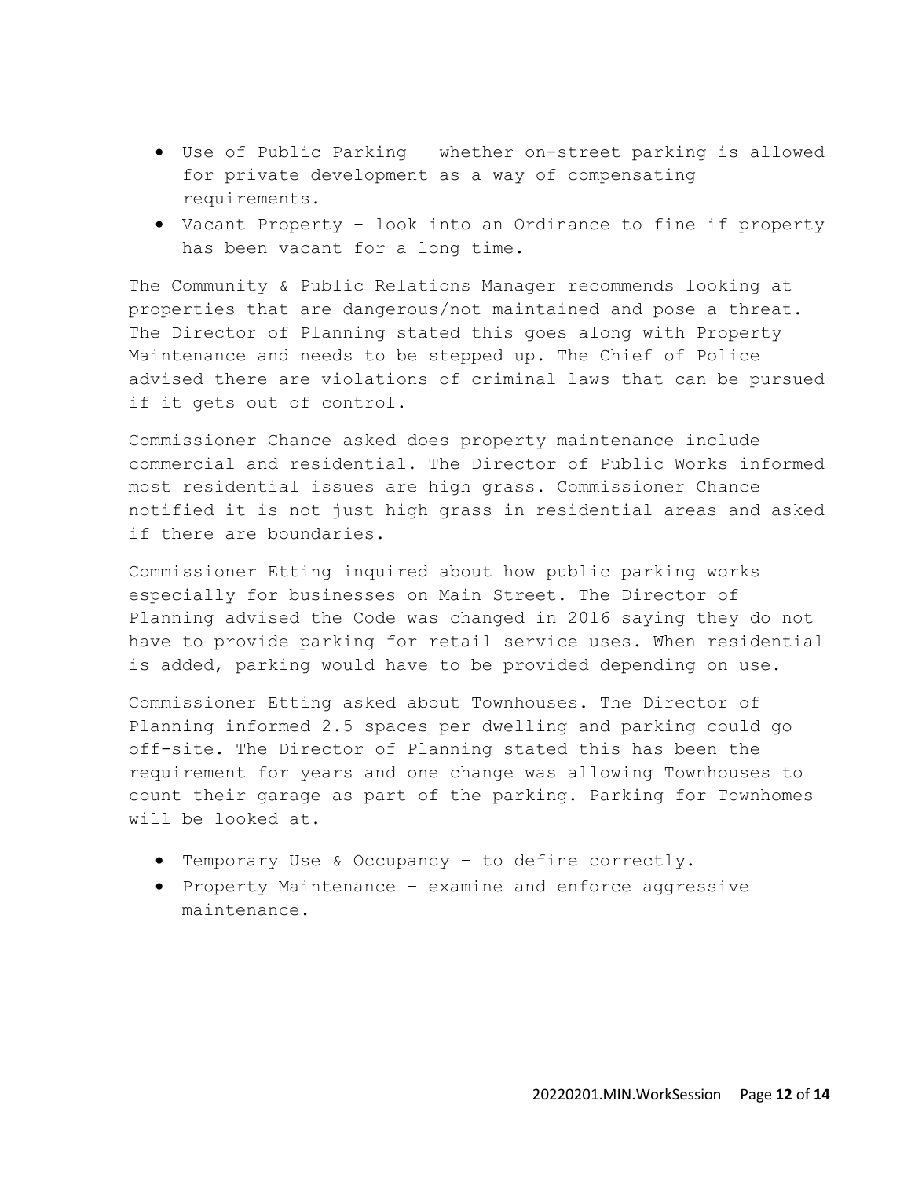- Use of Public Parking – whether on-street parking is allowed for private development as a way of compensating requirements.
- Vacant Property – look into an Ordinance to fine if property has been vacant for a long time.

The Community & Public Relations Manager recommends looking at properties that are dangerous/not maintained and pose a threat. The Director of Planning stated this goes along with Property Maintenance and needs to be stepped up. The Chief of Police advised there are violations of criminal laws that can be pursued if it gets out of control.

Commissioner Chance asked does property maintenance include commercial and residential. The Director of Public Works informed most residential issues are high grass. Commissioner Chance notified it is not just high grass in residential areas and asked if there are boundaries.

Commissioner Etting inquired about how public parking works especially for businesses on Main Street. The Director of Planning advised the Code was changed in 2016 saying they do not have to provide parking for retail service uses. When residential is added, parking would have to be provided depending on use.

Commissioner Etting asked about Townhouses. The Director of Planning informed 2.5 spaces per dwelling and parking could go off-site. The Director of Planning stated this has been the requirement for years and one change was allowing Townhouses to count their garage as part of the parking. Parking for Townhomes will be looked at.

- Temporary Use & Occupancy – to define correctly.
- Property Maintenance – examine and enforce aggressive maintenance.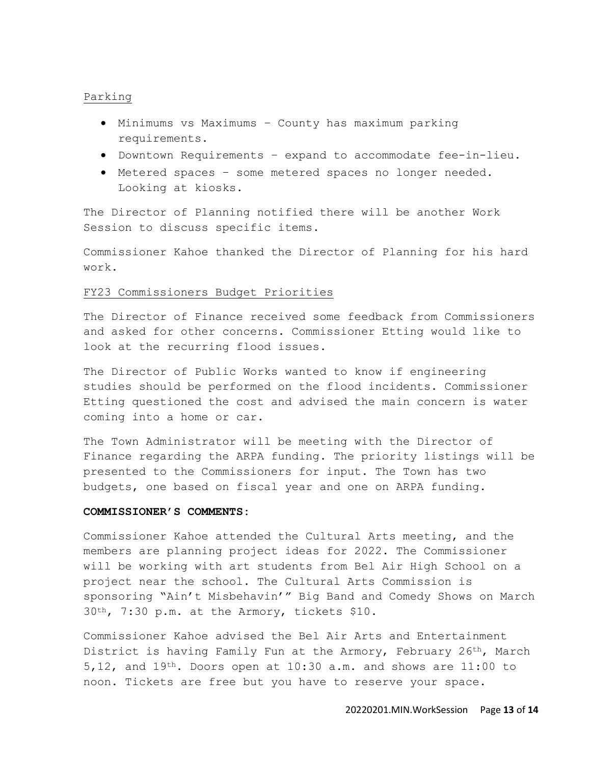Parking

- Minimums vs Maximums – County has maximum parking requirements.
- Downtown Requirements – expand to accommodate fee-in-lieu.
- Metered spaces – some metered spaces no longer needed. Looking at kiosks.

The Director of Planning notified there will be another Work Session to discuss specific items.

Commissioner Kahoe thanked the Director of Planning for his hard work.

FY23 Commissioners Budget Priorities

The Director of Finance received some feedback from Commissioners and asked for other concerns. Commissioner Etting would like to look at the recurring flood issues.

The Director of Public Works wanted to know if engineering studies should be performed on the flood incidents. Commissioner Etting questioned the cost and advised the main concern is water coming into a home or car.

The Town Administrator will be meeting with the Director of Finance regarding the ARPA funding. The priority listings will be presented to the Commissioners for input. The Town has two budgets, one based on fiscal year and one on ARPA funding.

**COMMISSIONER'S COMMENTS:**

Commissioner Kahoe attended the Cultural Arts meeting, and the members are planning project ideas for 2022. The Commissioner will be working with art students from Bel Air High School on a project near the school. The Cultural Arts Commission is sponsoring "Ain't Misbehavin'" Big Band and Comedy Shows on March 30th, 7:30 p.m. at the Armory, tickets $10.

Commissioner Kahoe advised the Bel Air Arts and Entertainment District is having Family Fun at the Armory, February 26th, March 5,12, and 19th. Doors open at 10:30 a.m. and shows are 11:00 to noon. Tickets are free but you have to reserve your space.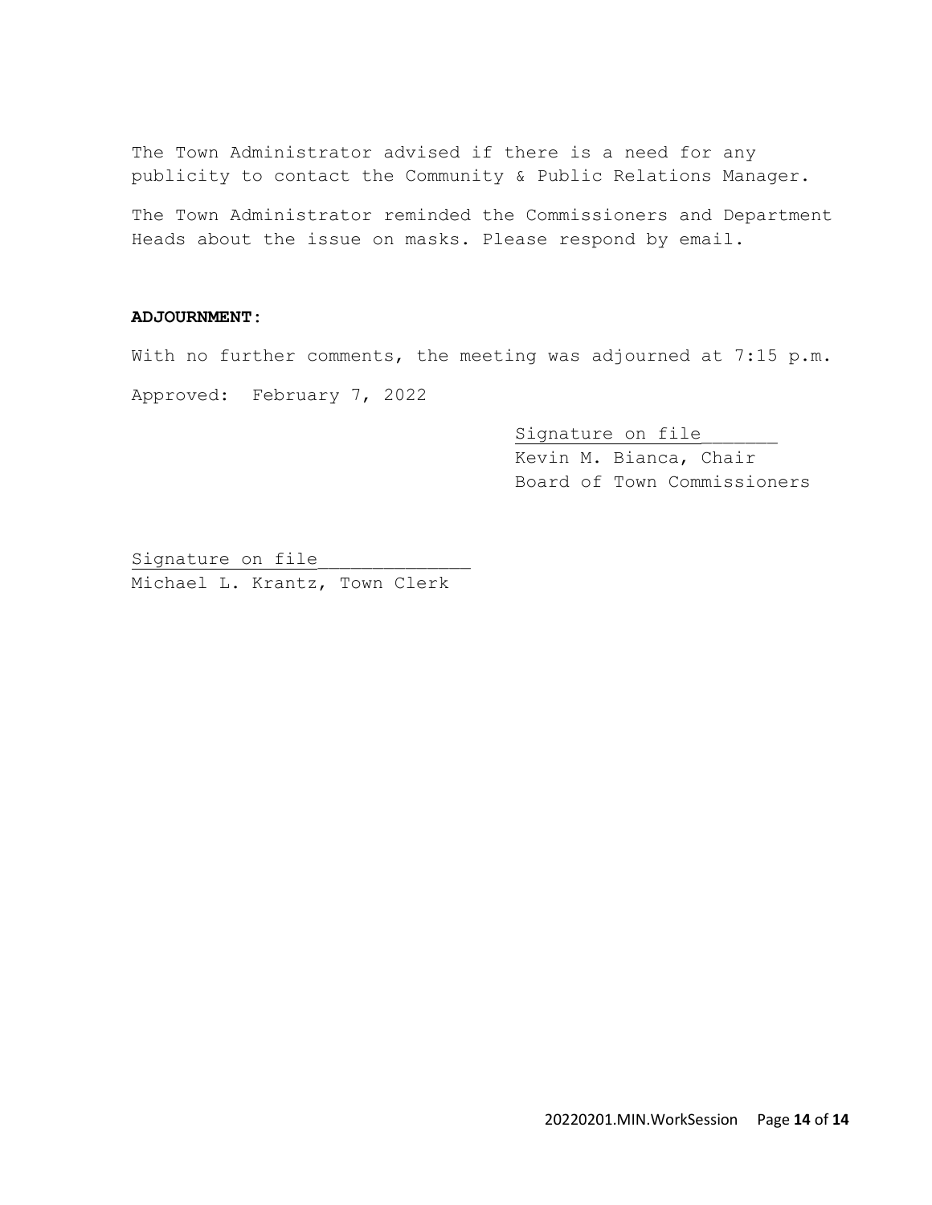The Town Administrator advised if there is a need for any publicity to contact the Community & Public Relations Manager.

The Town Administrator reminded the Commissioners and Department Heads about the issue on masks. Please respond by email.

**ADJOURNMENT:**

With no further comments, the meeting was adjourned at 7:15 p.m.

Approved: February 7, 2022

Signature on file______
Kevin M. Bianca, Chair
Board of Town Commissioners

Signature on file_____________
Michael L. Krantz, Town Clerk